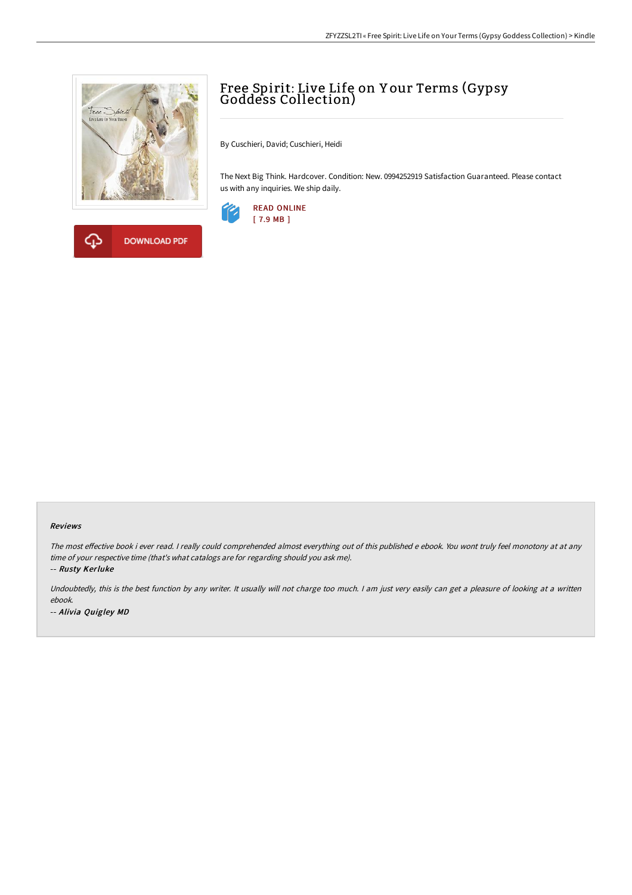# Free Spirit: Live Life on Your Terms (Gypsy Goddess Collection)

By Cuschieri, David; Cuschieri, Heidi

The Next Big Think. Hardcover. Condition: New. 0994252919 Satisfaction Guaranteed. Please contact us with any inquiries. We ship daily.

DOWNLOAD PDF

READ ONLINE
[ 7.9 MB ]

### Reviews

*The most effective book i ever read. I really could comprehended almost everything out of this published e ebook. You wont truly feel monotony at at any time of your respective time (that's what catalogs are for regarding should you ask me).*

-- ***Rusty Kerluke***

*Undoubtedly, this is the best function by any writer. It usually will not charge too much. I am just very easily can get a pleasure of looking at a written ebook.*

-- ***Alivia Quigley MD***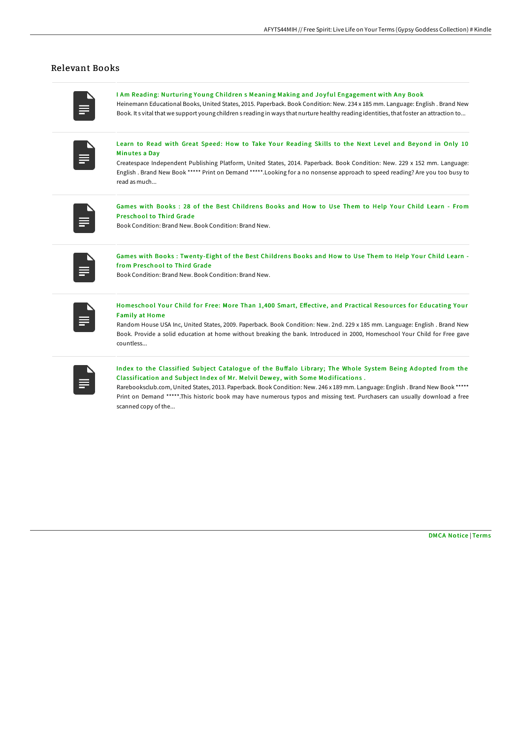## Relevant Books

**I Am Reading: Nurturing Young Children s Meaning Making and Joyful Engagement with Any Book**

Heinemann Educational Books, United States, 2015. Paperback. Book Condition: New. 234 x 185 mm. Language: English . Brand New Book. It s vital that we support young children s reading in ways that nurture healthy reading identities, that foster an attraction to...

**Learn to Read with Great Speed: How to Take Your Reading Skills to the Next Level and Beyond in Only 10 Minutes a Day**

Createspace Independent Publishing Platform, United States, 2014. Paperback. Book Condition: New. 229 x 152 mm. Language: English . Brand New Book ***** Print on Demand *****.Looking for a no nonsense approach to speed reading? Are you too busy to read as much...

**Games with Books : 28 of the Best Childrens Books and How to Use Them to Help Your Child Learn - From Preschool to Third Grade**

Book Condition: Brand New. Book Condition: Brand New.

**Games with Books : Twenty-Eight of the Best Childrens Books and How to Use Them to Help Your Child Learn - from Preschool to Third Grade**

Book Condition: Brand New. Book Condition: Brand New.

**Homeschool Your Child for Free: More Than 1,400 Smart, Effective, and Practical Resources for Educating Your Family at Home**

Random House USA Inc, United States, 2009. Paperback. Book Condition: New. 2nd. 229 x 185 mm. Language: English . Brand New Book. Provide a solid education at home without breaking the bank. Introduced in 2000, Homeschool Your Child for Free gave countless...

**Index to the Classified Subject Catalogue of the Buffalo Library; The Whole System Being Adopted from the Classification and Subject Index of Mr. Melvil Dewey, with Some Modifications .**

Rarebooksclub.com, United States, 2013. Paperback. Book Condition: New. 246 x 189 mm. Language: English . Brand New Book ***** Print on Demand *****.This historic book may have numerous typos and missing text. Purchasers can usually download a free scanned copy of the...